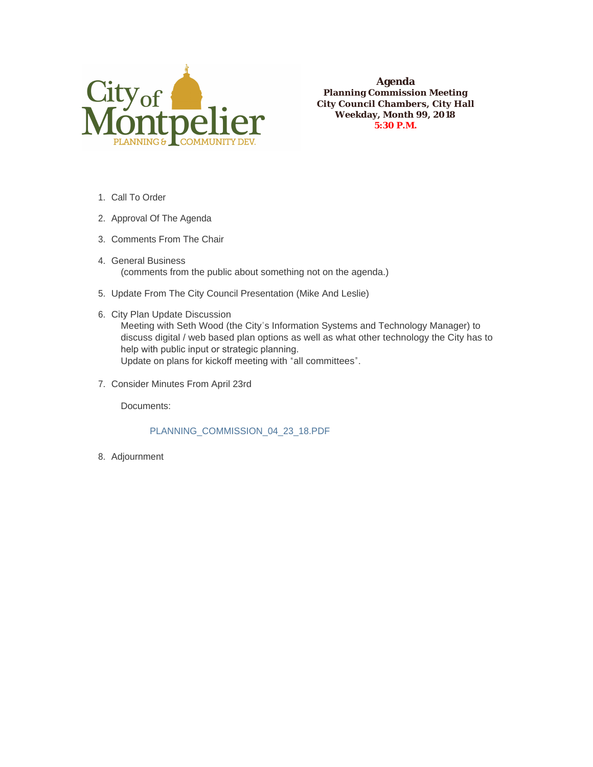City of Montpelier
PLANNING & COMMUNITY DEV.

**Agenda**
**Planning Commission Meeting**
**City Council Chambers, City Hall**
**Weekday, Month 99, 2018**
**5:30 P.M.**

1. Call To Order
2. Approval Of The Agenda
3. Comments From The Chair
4. General Business
   (comments from the public about something not on the agenda.)
5. Update From The City Council Presentation (Mike And Leslie)
6. City Plan Update Discussion
   Meeting with Seth Wood (the City's Information Systems and Technology Manager) to discuss digital / web based plan options as well as what other technology the City has to help with public input or strategic planning.
   Update on plans for kickoff meeting with "all committees".
7. Consider Minutes From April 23rd

   Documents:

   PLANNING_COMMISSION_04_23_18.PDF

8. Adjournment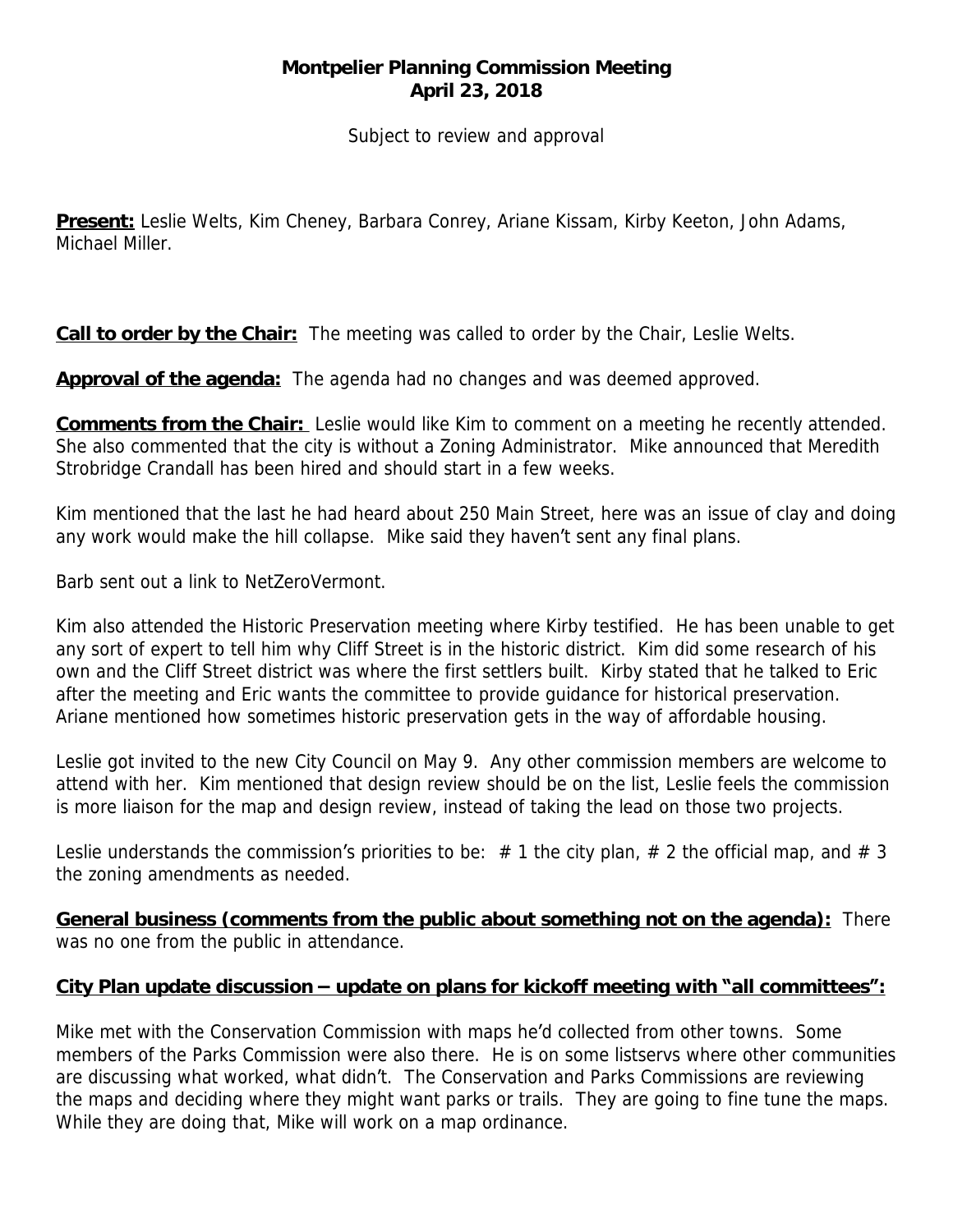# Montpelier Planning Commission Meeting
# April 23, 2018

Subject to review and approval

**Present:** Leslie Welts, Kim Cheney, Barbara Conrey, Ariane Kissam, Kirby Keeton, John Adams, Michael Miller.

**Call to order by the Chair:** The meeting was called to order by the Chair, Leslie Welts.

**Approval of the agenda:** The agenda had no changes and was deemed approved.

**Comments from the Chair:** Leslie would like Kim to comment on a meeting he recently attended. She also commented that the city is without a Zoning Administrator. Mike announced that Meredith Strobridge Crandall has been hired and should start in a few weeks.

Kim mentioned that the last he had heard about 250 Main Street, here was an issue of clay and doing any work would make the hill collapse. Mike said they haven't sent any final plans.

Barb sent out a link to NetZeroVermont.

Kim also attended the Historic Preservation meeting where Kirby testified. He has been unable to get any sort of expert to tell him why Cliff Street is in the historic district. Kim did some research of his own and the Cliff Street district was where the first settlers built. Kirby stated that he talked to Eric after the meeting and Eric wants the committee to provide guidance for historical preservation. Ariane mentioned how sometimes historic preservation gets in the way of affordable housing.

Leslie got invited to the new City Council on May 9. Any other commission members are welcome to attend with her. Kim mentioned that design review should be on the list, Leslie feels the commission is more liaison for the map and design review, instead of taking the lead on those two projects.

Leslie understands the commission's priorities to be: # 1 the city plan, # 2 the official map, and # 3 the zoning amendments as needed.

**General business (comments from the public about something not on the agenda):** There was no one from the public in attendance.

**City Plan update discussion – update on plans for kickoff meeting with "all committees":**

Mike met with the Conservation Commission with maps he'd collected from other towns. Some members of the Parks Commission were also there. He is on some listservs where other communities are discussing what worked, what didn't. The Conservation and Parks Commissions are reviewing the maps and deciding where they might want parks or trails. They are going to fine tune the maps. While they are doing that, Mike will work on a map ordinance.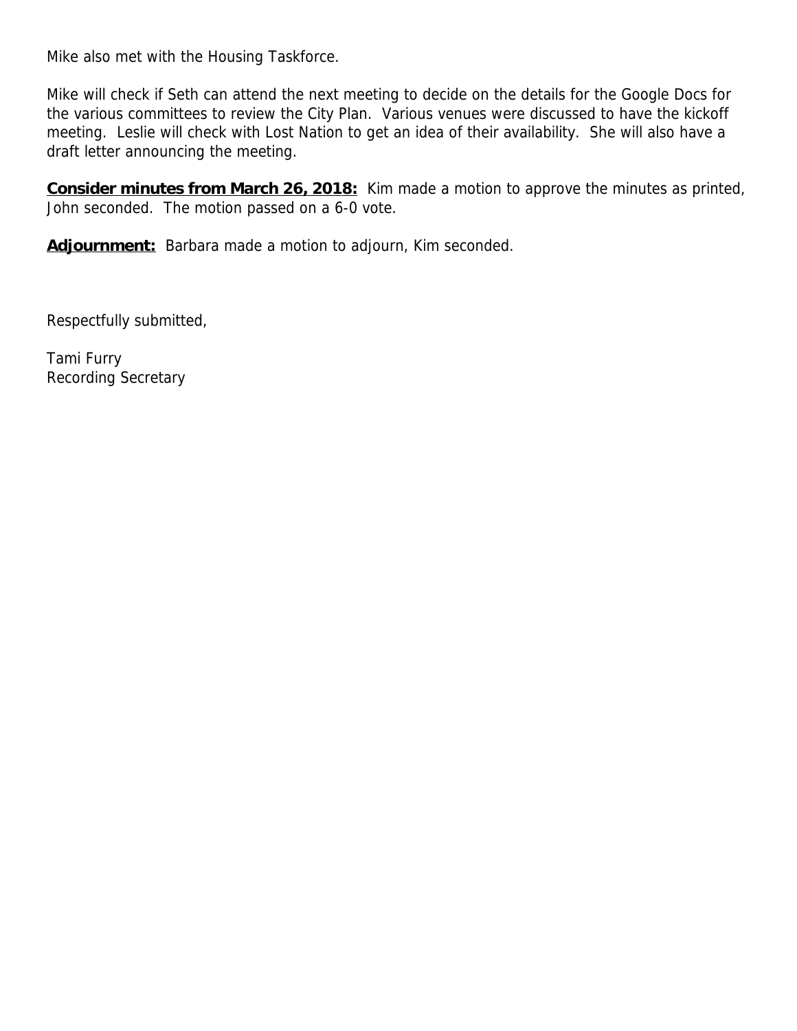Mike also met with the Housing Taskforce.

Mike will check if Seth can attend the next meeting to decide on the details for the Google Docs for the various committees to review the City Plan. Various venues were discussed to have the kickoff meeting. Leslie will check with Lost Nation to get an idea of their availability. She will also have a draft letter announcing the meeting.

**Consider minutes from March 26, 2018:** Kim made a motion to approve the minutes as printed, John seconded. The motion passed on a 6-0 vote.

**Adjournment:** Barbara made a motion to adjourn, Kim seconded.

Respectfully submitted,

Tami Furry
Recording Secretary